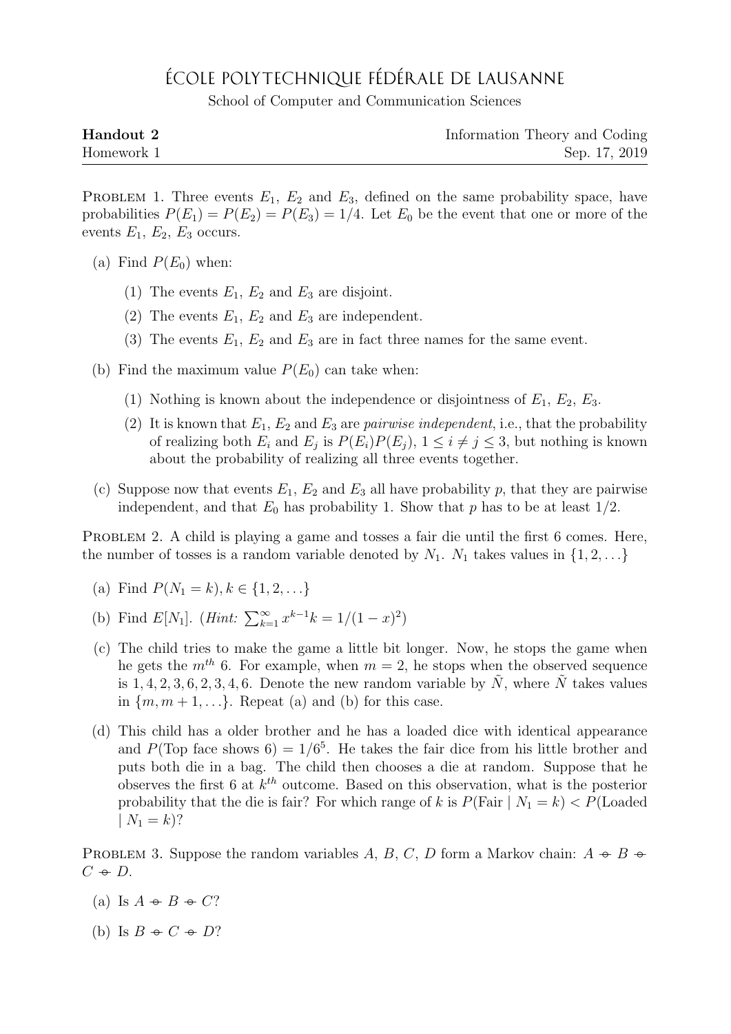# École Polytechnique Fédérale de Lausanne

School of Computer and Communication Sciences

**Handout 2** — Information Theory and Coding

Homework 1 — Sep. 17, 2019

---

PROBLEM 1. Three events $E_1$, $E_2$ and $E_3$, defined on the same probability space, have probabilities $P(E_1) = P(E_2) = P(E_3) = 1/4$. Let $E_0$ be the event that one or more of the events $E_1$, $E_2$, $E_3$ occurs.

(a) Find $P(E_0)$ when:

  (1) The events $E_1$, $E_2$ and $E_3$ are disjoint.

  (2) The events $E_1$, $E_2$ and $E_3$ are independent.

  (3) The events $E_1$, $E_2$ and $E_3$ are in fact three names for the same event.

(b) Find the maximum value $P(E_0)$ can take when:

  (1) Nothing is known about the independence or disjointness of $E_1$, $E_2$, $E_3$.

  (2) It is known that $E_1$, $E_2$ and $E_3$ are *pairwise independent*, i.e., that the probability of realizing both $E_i$ and $E_j$ is $P(E_i)P(E_j)$, $1 \leq i \neq j \leq 3$, but nothing is known about the probability of realizing all three events together.

(c) Suppose now that events $E_1$, $E_2$ and $E_3$ all have probability $p$, that they are pairwise independent, and that $E_0$ has probability 1. Show that $p$ has to be at least $1/2$.

PROBLEM 2. A child is playing a game and tosses a fair die until the first 6 comes. Here, the number of tosses is a random variable denoted by $N_1$. $N_1$ takes values in $\{1, 2, \ldots\}$

(a) Find $P(N_1 = k), k \in \{1, 2, \ldots\}$

(b) Find $E[N_1]$. (*Hint:* $\sum_{k=1}^{\infty} x^{k-1}k = 1/(1-x)^2$)

(c) The child tries to make the game a little bit longer. Now, he stops the game when he gets the $m^{th}$ 6. For example, when $m = 2$, he stops when the observed sequence is 1, 4, 2, 3, 6, 2, 3, 4, 6. Denote the new random variable by $\tilde{N}$, where $\tilde{N}$ takes values in $\{m, m+1, \ldots\}$. Repeat (a) and (b) for this case.

(d) This child has a older brother and he has a loaded dice with identical appearance and $P(\text{Top face shows } 6) = 1/6^5$. He takes the fair dice from his little brother and puts both die in a bag. The child then chooses a die at random. Suppose that he observes the first 6 at $k^{th}$ outcome. Based on this observation, what is the posterior probability that the die is fair? For which range of $k$ is $P(\text{Fair} \mid N_1 = k) < P(\text{Loaded} \mid N_1 = k)$?

PROBLEM 3. Suppose the random variables $A$, $B$, $C$, $D$ form a Markov chain: $A \multimap B \multimap C \multimap D$.

(a) Is $A \multimap B \multimap C$?

(b) Is $B \multimap C \multimap D$?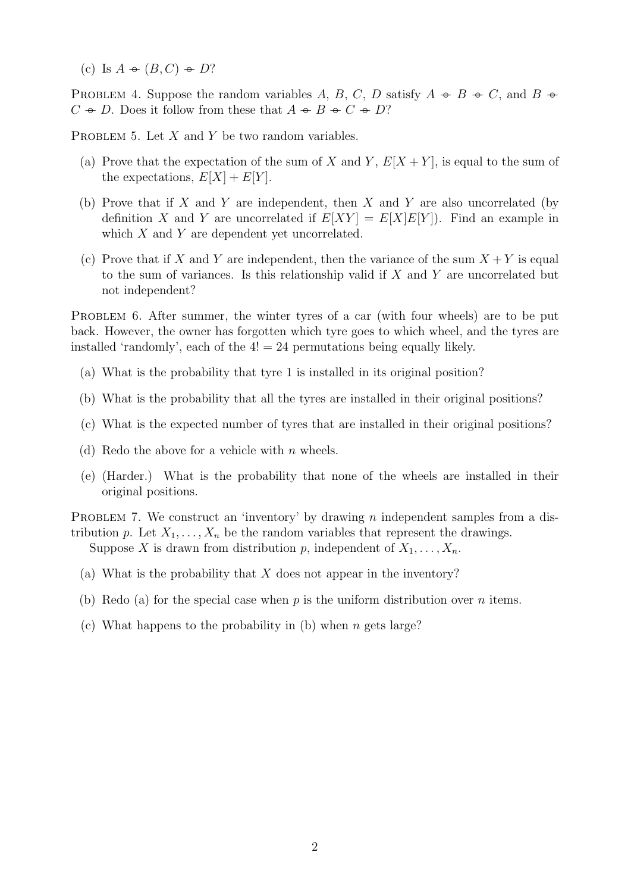(c) Is $A \mathrel{-\!\!\circ\!\!-} (B, C) \mathrel{-\!\!\circ\!\!-} D$?

PROBLEM 4. Suppose the random variables $A$, $B$, $C$, $D$ satisfy $A \mathrel{-\!\!\circ\!\!-} B \mathrel{-\!\!\circ\!\!-} C$, and $B \mathrel{-\!\!\circ\!\!-} C \mathrel{-\!\!\circ\!\!-} D$. Does it follow from these that $A \mathrel{-\!\!\circ\!\!-} B \mathrel{-\!\!\circ\!\!-} C \mathrel{-\!\!\circ\!\!-} D$?

PROBLEM 5. Let $X$ and $Y$ be two random variables.

(a) Prove that the expectation of the sum of $X$ and $Y$, $E[X+Y]$, is equal to the sum of the expectations, $E[X] + E[Y]$.

(b) Prove that if $X$ and $Y$ are independent, then $X$ and $Y$ are also uncorrelated (by definition $X$ and $Y$ are uncorrelated if $E[XY] = E[X]E[Y]$). Find an example in which $X$ and $Y$ are dependent yet uncorrelated.

(c) Prove that if $X$ and $Y$ are independent, then the variance of the sum $X+Y$ is equal to the sum of variances. Is this relationship valid if $X$ and $Y$ are uncorrelated but not independent?

PROBLEM 6. After summer, the winter tyres of a car (with four wheels) are to be put back. However, the owner has forgotten which tyre goes to which wheel, and the tyres are installed 'randomly', each of the $4! = 24$ permutations being equally likely.

(a) What is the probability that tyre 1 is installed in its original position?

(b) What is the probability that all the tyres are installed in their original positions?

(c) What is the expected number of tyres that are installed in their original positions?

(d) Redo the above for a vehicle with $n$ wheels.

(e) (Harder.) What is the probability that none of the wheels are installed in their original positions.

PROBLEM 7. We construct an 'inventory' by drawing $n$ independent samples from a distribution $p$. Let $X_1, \ldots, X_n$ be the random variables that represent the drawings.

Suppose $X$ is drawn from distribution $p$, independent of $X_1, \ldots, X_n$.

(a) What is the probability that $X$ does not appear in the inventory?

(b) Redo (a) for the special case when $p$ is the uniform distribution over $n$ items.

(c) What happens to the probability in (b) when $n$ gets large?